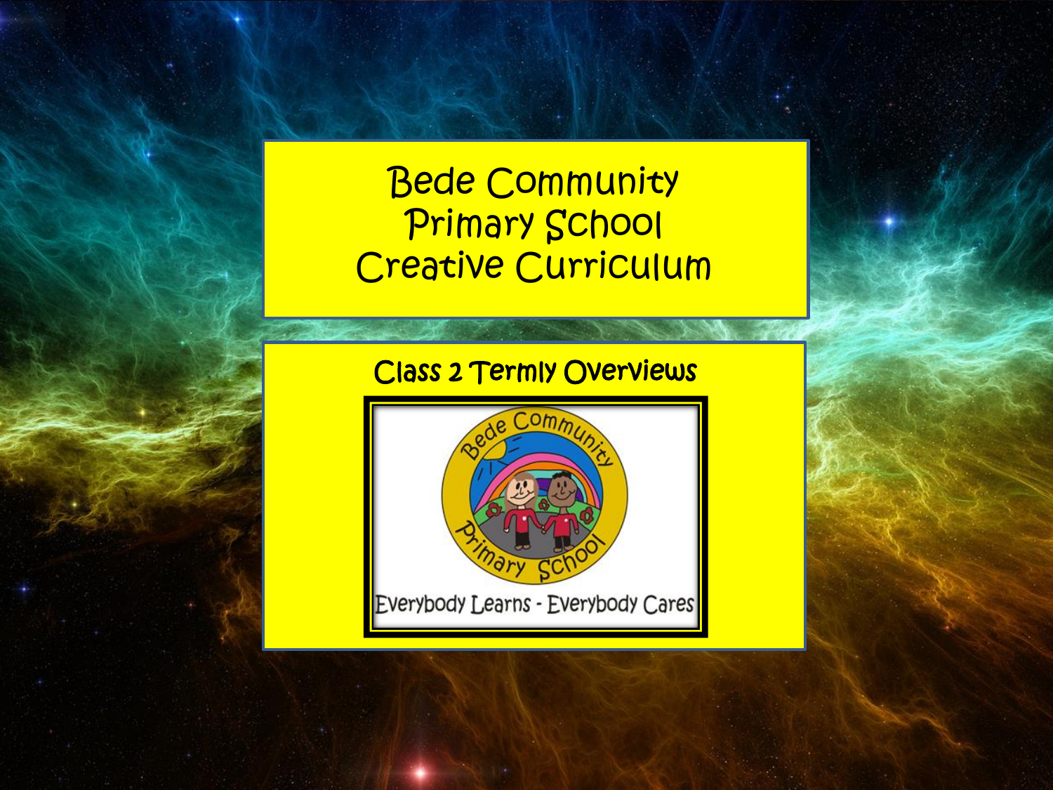# Bede Community Primary School Creative Curriculum

## Class 2 Termly Overviews

Bede Community Primary School

Everybody Learns - Everybody Cares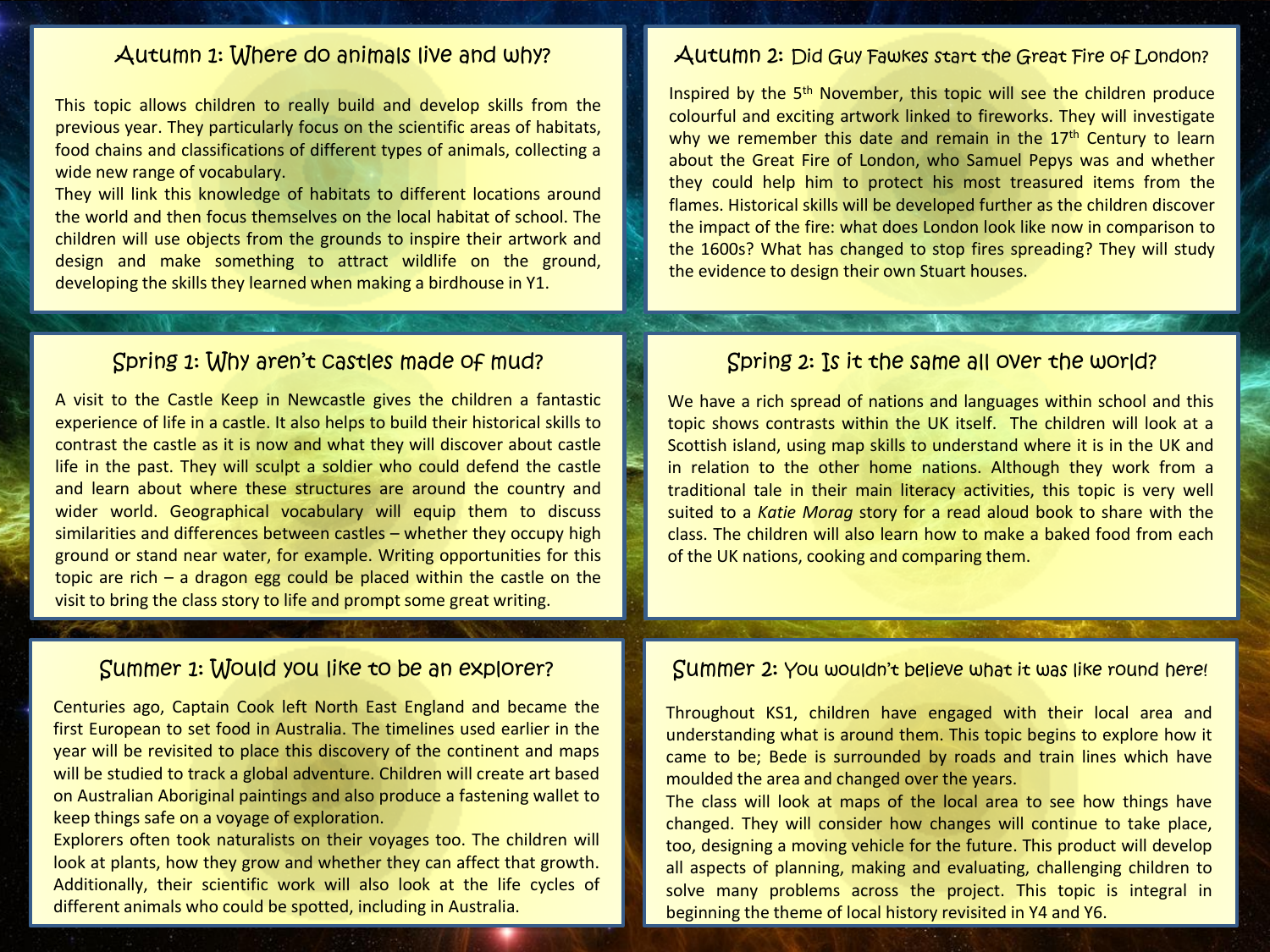## Autumn 1: Where do animals live and why?

This topic allows children to really build and develop skills from the previous year. They particularly focus on the scientific areas of habitats, food chains and classifications of different types of animals, collecting a wide new range of vocabulary.

They will link this knowledge of habitats to different locations around the world and then focus themselves on the local habitat of school. The children will use objects from the grounds to inspire their artwork and design and make something to attract wildlife on the ground, developing the skills they learned when making a birdhouse in Y1.

## Autumn 2: Did Guy Fawkes start the Great Fire of London?

Inspired by the 5th November, this topic will see the children produce colourful and exciting artwork linked to fireworks. They will investigate why we remember this date and remain in the 17th Century to learn about the Great Fire of London, who Samuel Pepys was and whether they could help him to protect his most treasured items from the flames. Historical skills will be developed further as the children discover the impact of the fire: what does London look like now in comparison to the 1600s? What has changed to stop fires spreading? They will study the evidence to design their own Stuart houses.

## Spring 1: Why aren't castles made of mud?

A visit to the Castle Keep in Newcastle gives the children a fantastic experience of life in a castle. It also helps to build their historical skills to contrast the castle as it is now and what they will discover about castle life in the past. They will sculpt a soldier who could defend the castle and learn about where these structures are around the country and wider world. Geographical vocabulary will equip them to discuss similarities and differences between castles – whether they occupy high ground or stand near water, for example. Writing opportunities for this topic are rich – a dragon egg could be placed within the castle on the visit to bring the class story to life and prompt some great writing.

## Spring 2: Is it the same all over the world?

We have a rich spread of nations and languages within school and this topic shows contrasts within the UK itself. The children will look at a Scottish island, using map skills to understand where it is in the UK and in relation to the other home nations. Although they work from a traditional tale in their main literacy activities, this topic is very well suited to a *Katie Morag* story for a read aloud book to share with the class. The children will also learn how to make a baked food from each of the UK nations, cooking and comparing them.

## Summer 1: Would you like to be an explorer?

Centuries ago, Captain Cook left North East England and became the first European to set food in Australia. The timelines used earlier in the year will be revisited to place this discovery of the continent and maps will be studied to track a global adventure. Children will create art based on Australian Aboriginal paintings and also produce a fastening wallet to keep things safe on a voyage of exploration.

Explorers often took naturalists on their voyages too. The children will look at plants, how they grow and whether they can affect that growth. Additionally, their scientific work will also look at the life cycles of different animals who could be spotted, including in Australia.

## Summer 2: You wouldn't believe what it was like round here!

Throughout KS1, children have engaged with their local area and understanding what is around them. This topic begins to explore how it came to be; Bede is surrounded by roads and train lines which have moulded the area and changed over the years.

The class will look at maps of the local area to see how things have changed. They will consider how changes will continue to take place, too, designing a moving vehicle for the future. This product will develop all aspects of planning, making and evaluating, challenging children to solve many problems across the project. This topic is integral in beginning the theme of local history revisited in Y4 and Y6.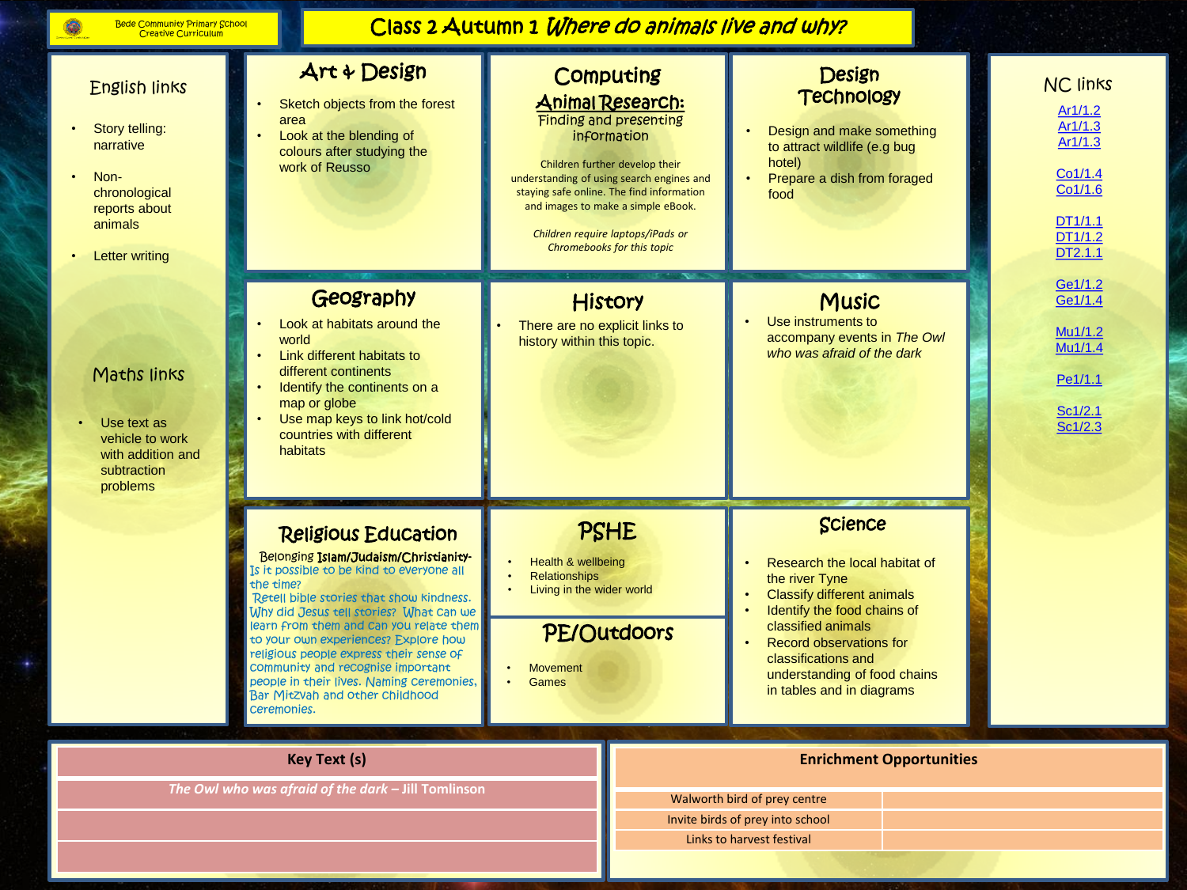Bede Community Primary School
Creative Curriculum

# Class 2 Autumn 1 *Where do animals live and why?*

## English links

- Story telling: narrative
- Non-chronological reports about animals
- Letter writing

## Maths links

- Use text as vehicle to work with addition and subtraction problems

## Art & Design

- Sketch objects from the forest area
- Look at the blending of colours after studying the work of Reusso

## Computing

**Animal Research:**
Finding and presenting information

Children further develop their understanding of using search engines and staying safe online. The find information and images to make a simple eBook.

*Children require laptops/iPads or Chromebooks for this topic*

## Design Technology

- Design and make something to attract wildlife (e.g bug hotel)
- Prepare a dish from foraged food

## Geography

- Look at habitats around the world
- Link different habitats to different continents
- Identify the continents on a map or globe
- Use map keys to link hot/cold countries with different habitats

## History

- There are no explicit links to history within this topic.

## Music

- Use instruments to accompany events in *The Owl who was afraid of the dark*

## Religious Education

Belonging **Islam/Judaism/Christianity-**
Is it possible to be kind to everyone all the time?
Retell bible stories that show kindness. Why did Jesus tell stories? What can we learn from them and can you relate them to your own experiences? Explore how religious people express their sense of community and recognise important people in their lives. Naming ceremonies, Bar Mitzvah and other childhood ceremonies.

## PSHE

- Health & wellbeing
- Relationships
- Living in the wider world

## PE/Outdoors

- Movement
- Games

## Science

- Research the local habitat of the river Tyne
- Classify different animals
- Identify the food chains of classified animals
- Record observations for classifications and understanding of food chains in tables and in diagrams

## NC links

Ar1/1.2
Ar1/1.3
Ar1/1.3

Co1/1.4
Co1/1.6

DT1/1.1
DT1/1.2
DT2.1.1

Ge1/1.2
Ge1/1.4

Mu1/1.2
Mu1/1.4

Pe1/1.1

Sc1/2.1
Sc1/2.3

| Key Text (s) |
| --- |
| *The Owl who was afraid of the dark* – Jill Tomlinson |
| |
| |

| Enrichment Opportunities | |
| --- | --- |
| Walworth bird of prey centre | |
| Invite birds of prey into school | |
| Links to harvest festival | |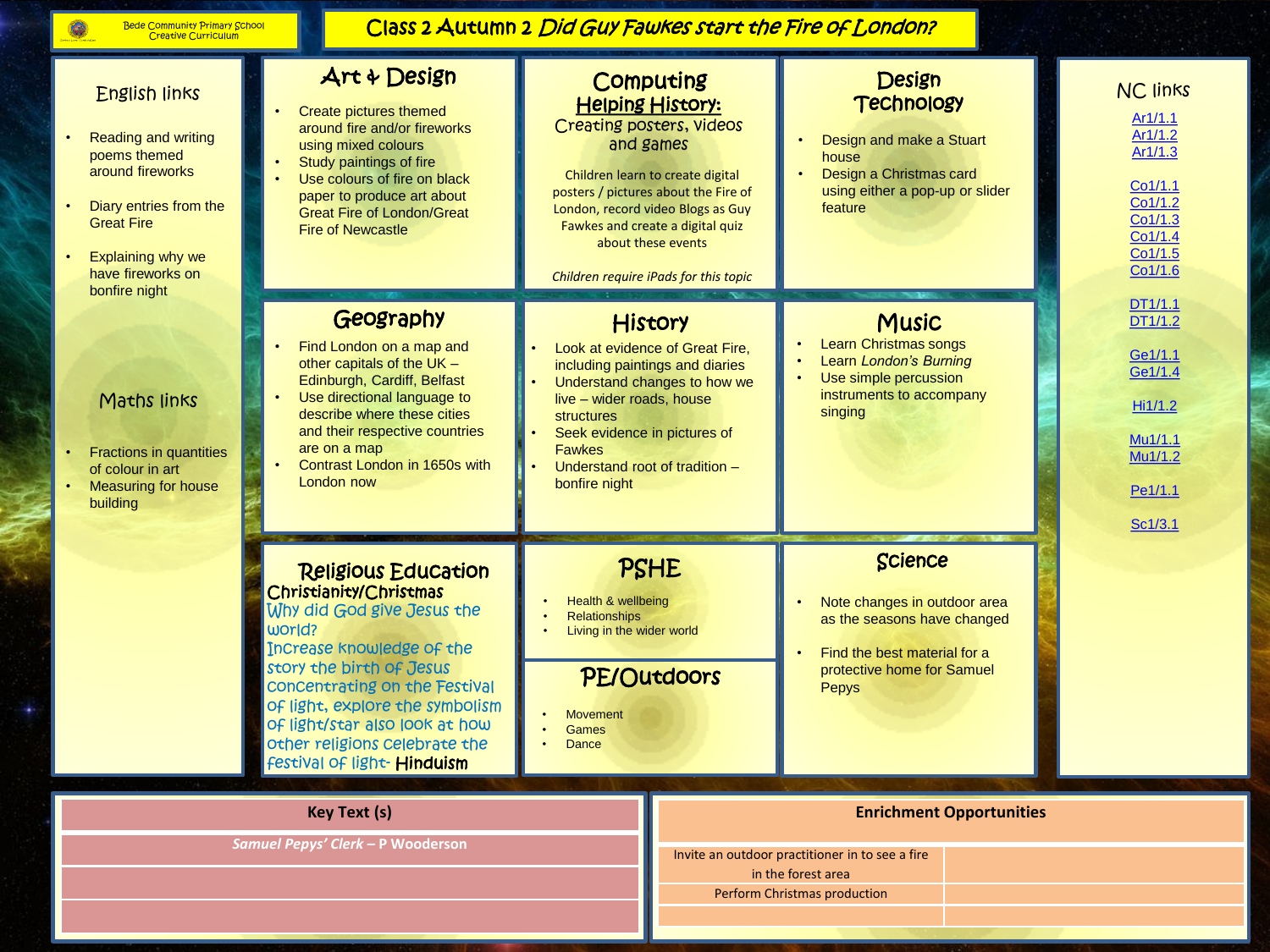Bede Community Primary School
Creative Curriculum

# Class 2 Autumn 2 *Did Guy Fawkes start the Fire of London?*

## English links

- Reading and writing poems themed around fireworks
- Diary entries from the Great Fire
- Explaining why we have fireworks on bonfire night

## Maths links

- Fractions in quantities of colour in art
- Measuring for house building

## Art & Design

- Create pictures themed around fire and/or fireworks using mixed colours
- Study paintings of fire
- Use colours of fire on black paper to produce art about Great Fire of London/Great Fire of Newcastle

## Computing

**Helping History:**

Creating posters, videos and games

Children learn to create digital posters / pictures about the Fire of London, record video Blogs as Guy Fawkes and create a digital quiz about these events

*Children require iPads for this topic*

## Design Technology

- Design and make a Stuart house
- Design a Christmas card using either a pop-up or slider feature

## Geography

- Find London on a map and other capitals of the UK – Edinburgh, Cardiff, Belfast
- Use directional language to describe where these cities and their respective countries are on a map
- Contrast London in 1650s with London now

## History

- Look at evidence of Great Fire, including paintings and diaries
- Understand changes to how we live – wider roads, house structures
- Seek evidence in pictures of Fawkes
- Understand root of tradition – bonfire night

## Music

- Learn Christmas songs
- Learn *London's Burning*
- Use simple percussion instruments to accompany singing

## Religious Education

**Christianity/Christmas**

Why did God give Jesus the world?

Increase knowledge of the story the birth of Jesus concentrating on the Festival of light, explore the symbolism of light/star also look at how other religions celebrate the festival of light- **Hinduism**

## PSHE

- Health & wellbeing
- Relationships
- Living in the wider world

## PE/Outdoors

- Movement
- Games
- Dance

## Science

- Note changes in outdoor area as the seasons have changed
- Find the best material for a protective home for Samuel Pepys

## NC links

Ar1/1.1
Ar1/1.2
Ar1/1.3

Co1/1.1
Co1/1.2
Co1/1.3
Co1/1.4
Co1/1.5
Co1/1.6

DT1/1.1
DT1/1.2

Ge1/1.1
Ge1/1.4

Hi1/1.2

Mu1/1.1
Mu1/1.2

Pe1/1.1

Sc1/3.1

| Key Text (s) |
| --- |
| *Samuel Pepys' Clerk* – P Wooderson |
| |
| |

| Enrichment Opportunities | |
| --- | --- |
| Invite an outdoor practitioner in to see a fire in the forest area | |
| Perform Christmas production | |
| | |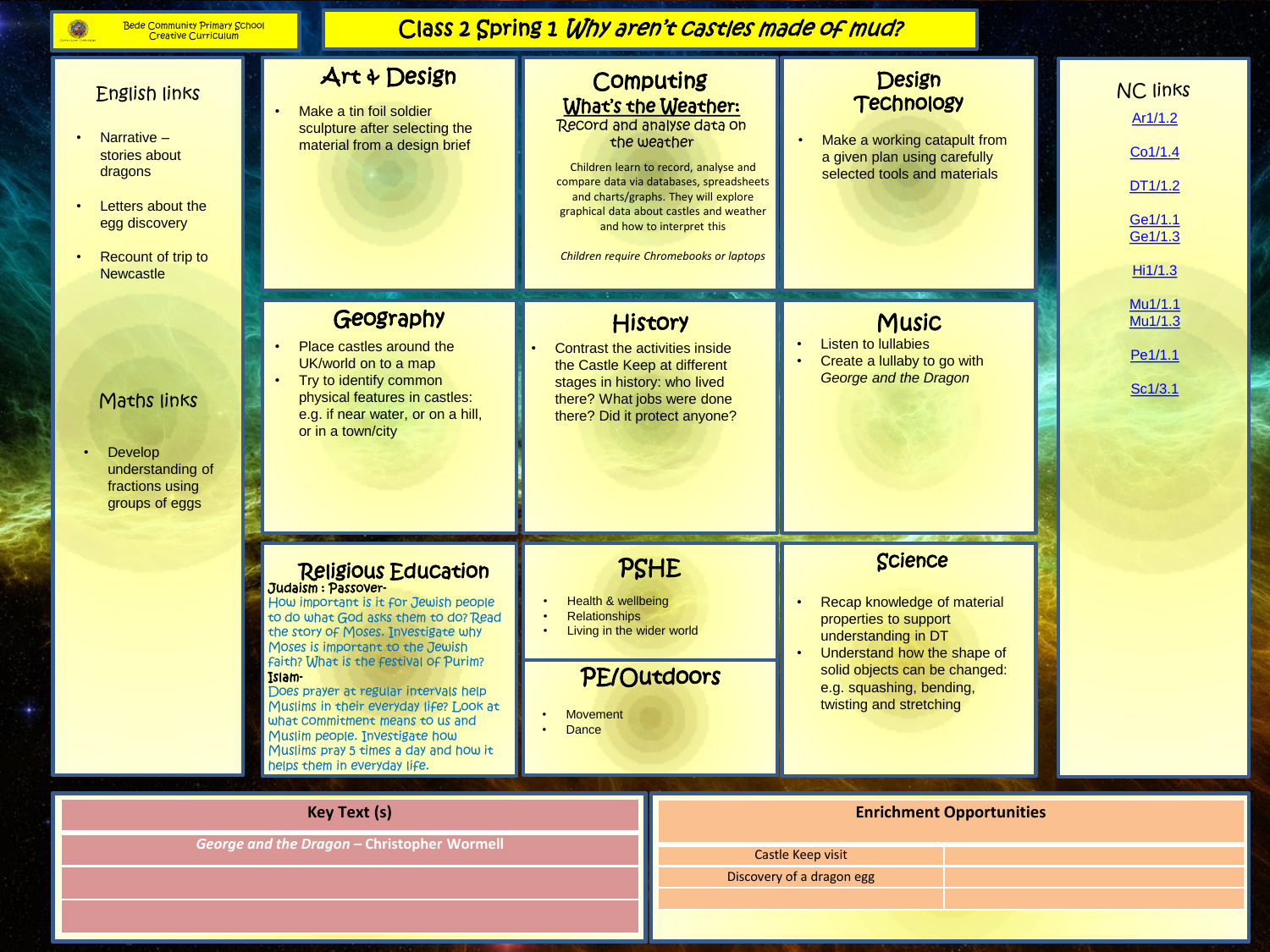Bede Community Primary School Creative Curriculum

# Class 2 Spring 1 *Why aren't castles made of mud?*

## English links

- Narrative – stories about dragons
- Letters about the egg discovery
- Recount of trip to Newcastle

## Maths links

- Develop understanding of fractions using groups of eggs

## Art & Design

- Make a tin foil soldier sculpture after selecting the material from a design brief

## Computing

### What's the Weather:

Record and analyse data on the weather

Children learn to record, analyse and compare data via databases, spreadsheets and charts/graphs. They will explore graphical data about castles and weather and how to interpret this

*Children require Chromebooks or laptops*

## Design Technology

- Make a working catapult from a given plan using carefully selected tools and materials

## Geography

- Place castles around the UK/world on to a map
- Try to identify common physical features in castles: e.g. if near water, or on a hill, or in a town/city

## History

- Contrast the activities inside the Castle Keep at different stages in history: who lived there? What jobs were done there? Did it protect anyone?

## Music

- Listen to lullabies
- Create a lullaby to go with *George and the Dragon*

## Religious Education

**Judaism : Passover-**

How important is it for Jewish people to do what God asks them to do? Read the story of Moses. Investigate why Moses is important to the Jewish faith? What is the festival of Purim?

**Islam-**

Does prayer at regular intervals help Muslims in their everyday life? Look at what commitment means to us and Muslim people. Investigate how Muslims pray 5 times a day and how it helps them in everyday life.

## PSHE

- Health & wellbeing
- Relationships
- Living in the wider world

## PE/Outdoors

- Movement
- Dance

## Science

- Recap knowledge of material properties to support understanding in DT
- Understand how the shape of solid objects can be changed: e.g. squashing, bending, twisting and stretching

## NC links

Ar1/1.2

Co1/1.4

DT1/1.2

Ge1/1.1
Ge1/1.3

Hi1/1.3

Mu1/1.1
Mu1/1.3

Pe1/1.1

Sc1/3.1

| Key Text (s) |
|---|
| ***George and the Dragon* – Christopher Wormell** |
| |
| |

| Enrichment Opportunities | |
|---|---|
| Castle Keep visit | |
| Discovery of a dragon egg | |
| | |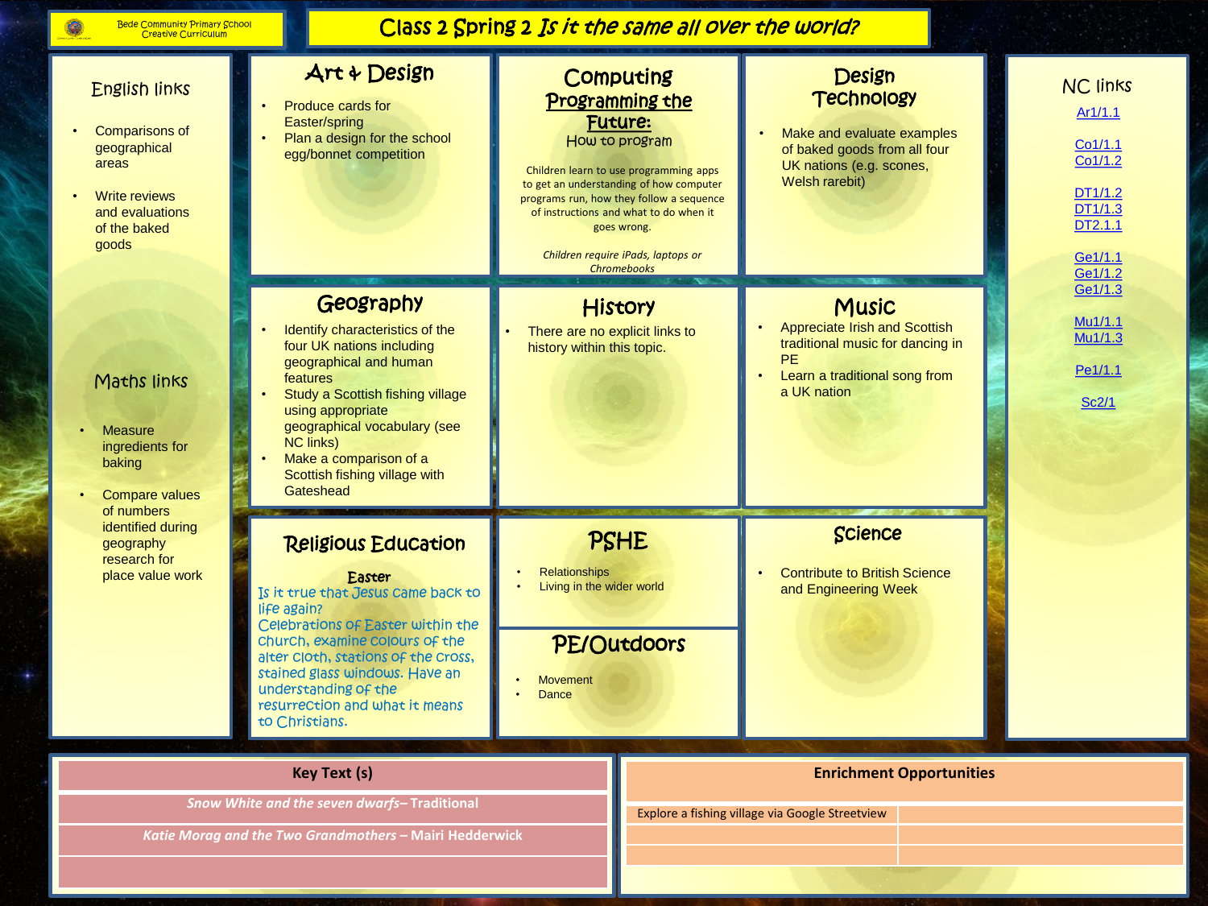Bede Community Primary School
Creative Curriculum

# Class 2 Spring 2 *Is it the same all over the world?*

## English links

- Comparisons of geographical areas
- Write reviews and evaluations of the baked goods

## Maths links

- Measure ingredients for baking
- Compare values of numbers identified during geography research for place value work

## Art & Design

- Produce cards for Easter/spring
- Plan a design for the school egg/bonnet competition

## Computing

### Programming the Future:

How to program

Children learn to use programming apps to get an understanding of how computer programs run, how they follow a sequence of instructions and what to do when it goes wrong.

*Children require iPads, laptops or Chromebooks*

## Design Technology

- Make and evaluate examples of baked goods from all four UK nations (e.g. scones, Welsh rarebit)

## Geography

- Identify characteristics of the four UK nations including geographical and human features
- Study a Scottish fishing village using appropriate geographical vocabulary (see NC links)
- Make a comparison of a Scottish fishing village with Gateshead

## History

- There are no explicit links to history within this topic.

## Music

- Appreciate Irish and Scottish traditional music for dancing in PE
- Learn a traditional song from a UK nation

## Religious Education

Easter

Is it true that Jesus came back to life again?
Celebrations of Easter within the church, examine colours of the alter cloth, stations of the cross, stained glass windows. Have an understanding of the resurrection and what it means to Christians.

## PSHE

- Relationships
- Living in the wider world

## PE/Outdoors

- Movement
- Dance

## Science

- Contribute to British Science and Engineering Week

## NC links

Ar1/1.1

Co1/1.1
Co1/1.2

DT1/1.2
DT1/1.3
DT2.1.1

Ge1/1.1
Ge1/1.2
Ge1/1.3

Mu1/1.1
Mu1/1.3

Pe1/1.1

Sc2/1

| Key Text (s) |
| --- |
| *Snow White and the seven dwarfs*– Traditional |
| *Katie Morag and the Two Grandmothers* – Mairi Hedderwick |
| |

| Enrichment Opportunities | |
| --- | --- |
| Explore a fishing village via Google Streetview | |
| | |
| | |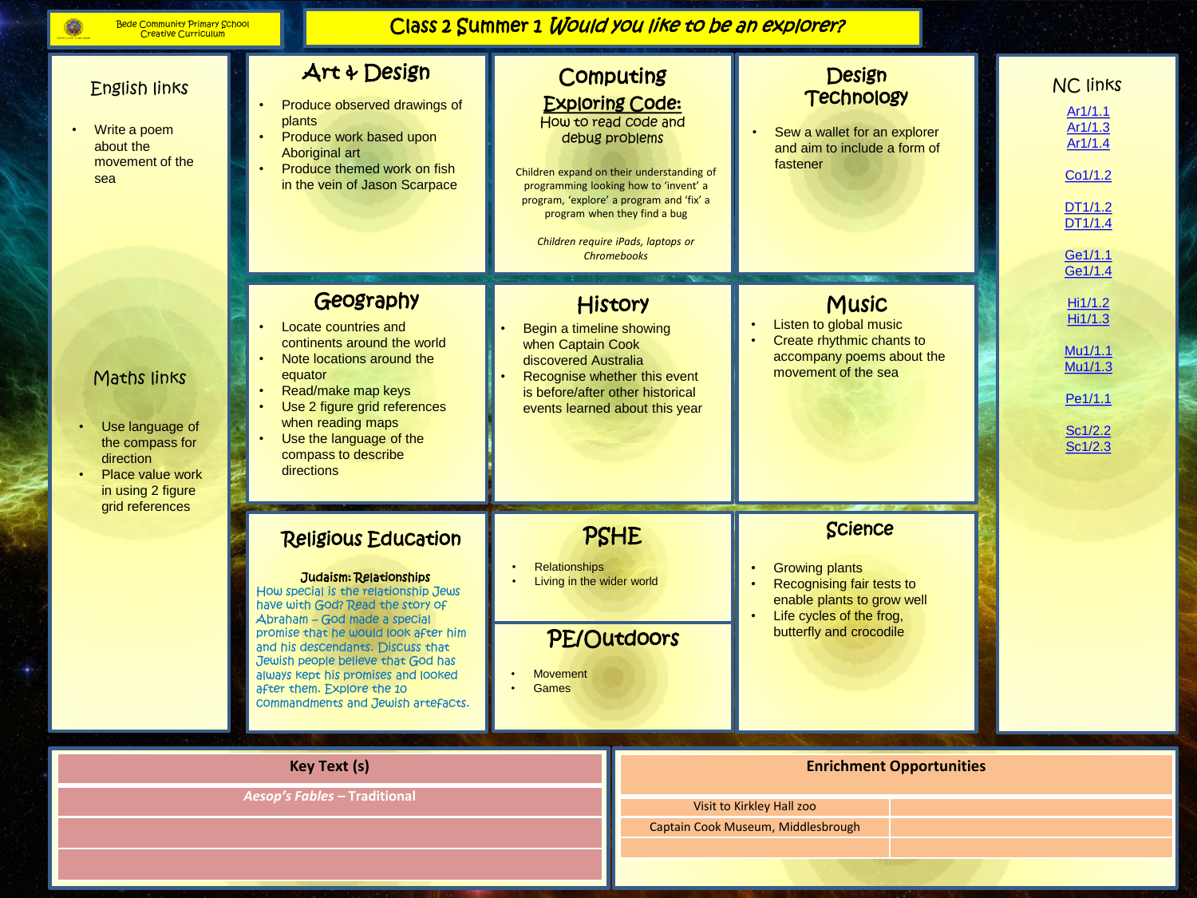Bede Community Primary School
Creative Curriculum

# Class 2 Summer 1 Would you like to be an explorer?

## English links

- Write a poem about the movement of the sea

## Maths links

- Use language of the compass for direction
- Place value work in using 2 figure grid references

## Art & Design

- Produce observed drawings of plants
- Produce work based upon Aboriginal art
- Produce themed work on fish in the vein of Jason Scarpace

## Computing

**Exploring Code:**
How to read code and debug problems

Children expand on their understanding of programming looking how to 'invent' a program, 'explore' a program and 'fix' a program when they find a bug

*Children require iPads, laptops or Chromebooks*

## Design Technology

- Sew a wallet for an explorer and aim to include a form of fastener

## Geography

- Locate countries and continents around the world
- Note locations around the equator
- Read/make map keys
- Use 2 figure grid references when reading maps
- Use the language of the compass to describe directions

## History

- Begin a timeline showing when Captain Cook discovered Australia
- Recognise whether this event is before/after other historical events learned about this year

## Music

- Listen to global music
- Create rhythmic chants to accompany poems about the movement of the sea

## Religious Education

**Judaism: Relationships**
How special is the relationship Jews have with God? Read the story of Abraham – God made a special promise that he would look after him and his descendants. Discuss that Jewish people believe that God has always kept his promises and looked after them. Explore the 10 commandments and Jewish artefacts.

## PSHE

- Relationships
- Living in the wider world

## PE/Outdoors

- Movement
- Games

## Science

- Growing plants
- Recognising fair tests to enable plants to grow well
- Life cycles of the frog, butterfly and crocodile

## NC links

Ar1/1.1
Ar1/1.3
Ar1/1.4

Co1/1.2

DT1/1.2
DT1/1.4

Ge1/1.1
Ge1/1.4

Hi1/1.2
Hi1/1.3

Mu1/1.1
Mu1/1.3

Pe1/1.1

Sc1/2.2
Sc1/2.3

| Key Text (s) |
|---|
| ***Aesop's Fables*** **– Traditional** |
| |
| |

| Enrichment Opportunities | |
|---|---|
| Visit to Kirkley Hall zoo | |
| Captain Cook Museum, Middlesbrough | |
| | |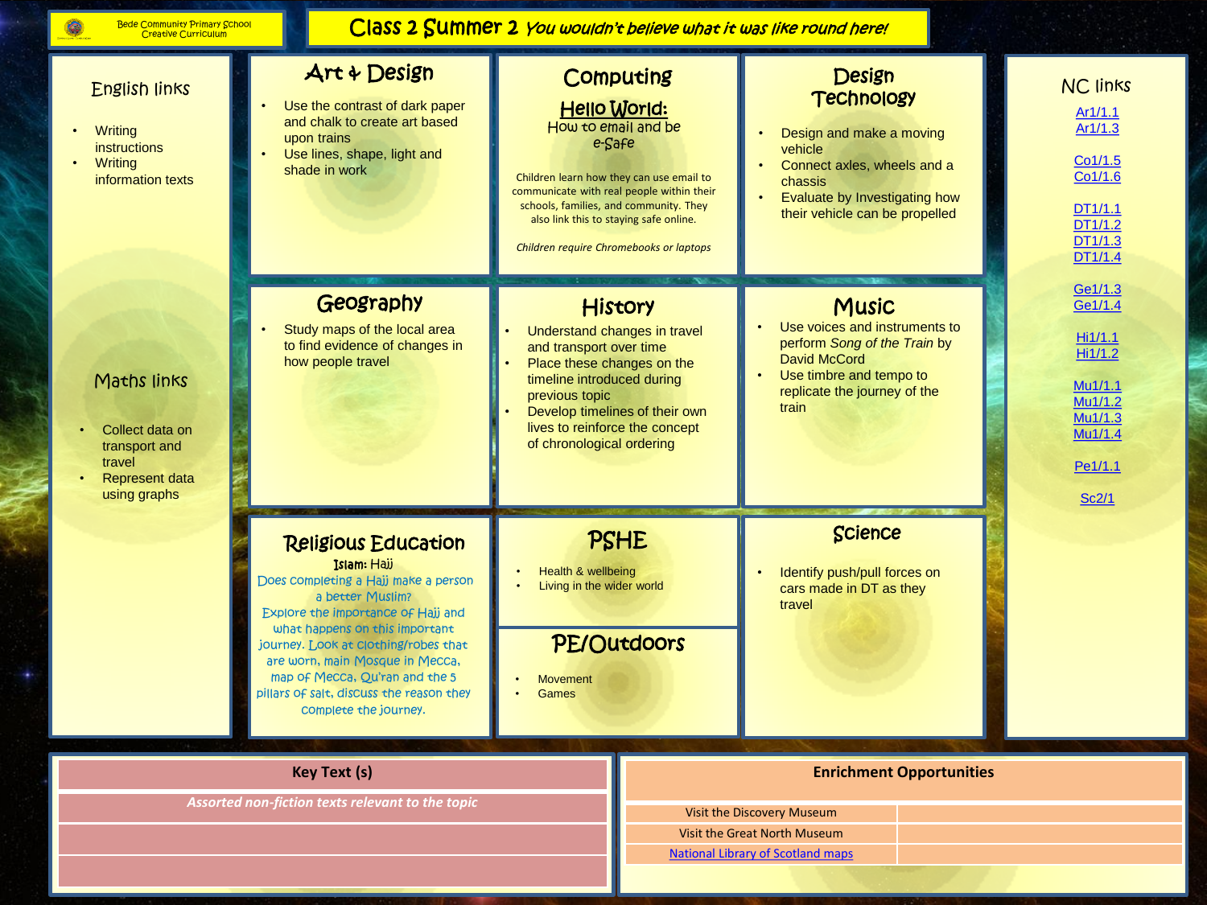Bede Community Primary School
Creative Curriculum

# Class 2 Summer 2 *You wouldn't believe what it was like round here!*

## English links

- Writing instructions
- Writing information texts

## Maths links

- Collect data on transport and travel
- Represent data using graphs

## Art & Design

- Use the contrast of dark paper and chalk to create art based upon trains
- Use lines, shape, light and shade in work

## Computing

### Hello World:

How to email and be e-Safe

Children learn how they can use email to communicate with real people within their schools, families, and community. They also link this to staying safe online.

*Children require Chromebooks or laptops*

## Design Technology

- Design and make a moving vehicle
- Connect axles, wheels and a chassis
- Evaluate by Investigating how their vehicle can be propelled

## Geography

- Study maps of the local area to find evidence of changes in how people travel

## History

- Understand changes in travel and transport over time
- Place these changes on the timeline introduced during previous topic
- Develop timelines of their own lives to reinforce the concept of chronological ordering

## Music

- Use voices and instruments to perform *Song of the Train* by David McCord
- Use timbre and tempo to replicate the journey of the train

## Religious Education

**Islam:** Hajj

Does completing a Hajj make a person a better Muslim?

Explore the importance of Hajj and what happens on this important journey. Look at clothing/robes that are worn, main Mosque in Mecca, map of Mecca, Qu'ran and the 5 pillars of salt, discuss the reason they complete the journey.

## PSHE

- Health & wellbeing
- Living in the wider world

## PE/Outdoors

- Movement
- Games

## Science

- Identify push/pull forces on cars made in DT as they travel

## NC links

Ar1/1.1
Ar1/1.3

Co1/1.5
Co1/1.6

DT1/1.1
DT1/1.2
DT1/1.3
DT1/1.4

Ge1/1.3
Ge1/1.4

Hi1/1.1
Hi1/1.2

Mu1/1.1
Mu1/1.2
Mu1/1.3
Mu1/1.4

Pe1/1.1

Sc2/1

| Key Text (s) |
|---|
| *Assorted non-fiction texts relevant to the topic* |
| |
| |

| Enrichment Opportunities | |
|---|---|
| Visit the Discovery Museum | |
| Visit the Great North Museum | |
| National Library of Scotland maps | |